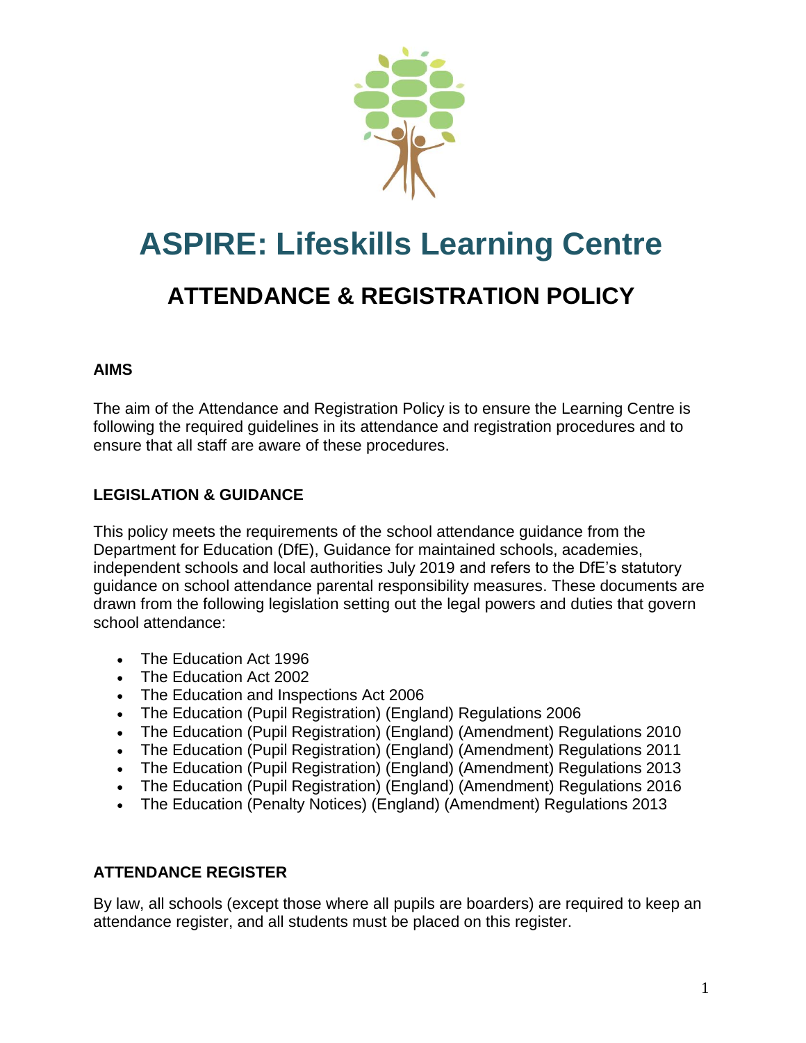# ASPIRE: Lifeskills Learning Centre

## ATTENDANCE & REGISTRATION POLICY

### AIMS

The aim of the Attendance and Registration Policy is to ensure the Learning Centre is following the required guidelines in its attendance and registration procedures and to ensure that all staff are aware of these procedures.

### LEGISLATION & GUIDANCE

This policy meets the requirements of the school attendance guidance from the Department for Education (DfE), Guidance for maintained schools, academies, independent schools and local authorities July 2019 and refers to the DfE's statutory guidance on school attendance parental responsibility measures. These documents are drawn from the following legislation setting out the legal powers and duties that govern school attendance:

- The Education Act 1996
- The Education Act 2002
- The Education and Inspections Act 2006
- The Education (Pupil Registration) (England) Regulations 2006
- The Education (Pupil Registration) (England) (Amendment) Regulations 2010
- The Education (Pupil Registration) (England) (Amendment) Regulations 2011
- The Education (Pupil Registration) (England) (Amendment) Regulations 2013
- The Education (Pupil Registration) (England) (Amendment) Regulations 2016
- The Education (Penalty Notices) (England) (Amendment) Regulations 2013

### ATTENDANCE REGISTER

By law, all schools (except those where all pupils are boarders) are required to keep an attendance register, and all students must be placed on this register.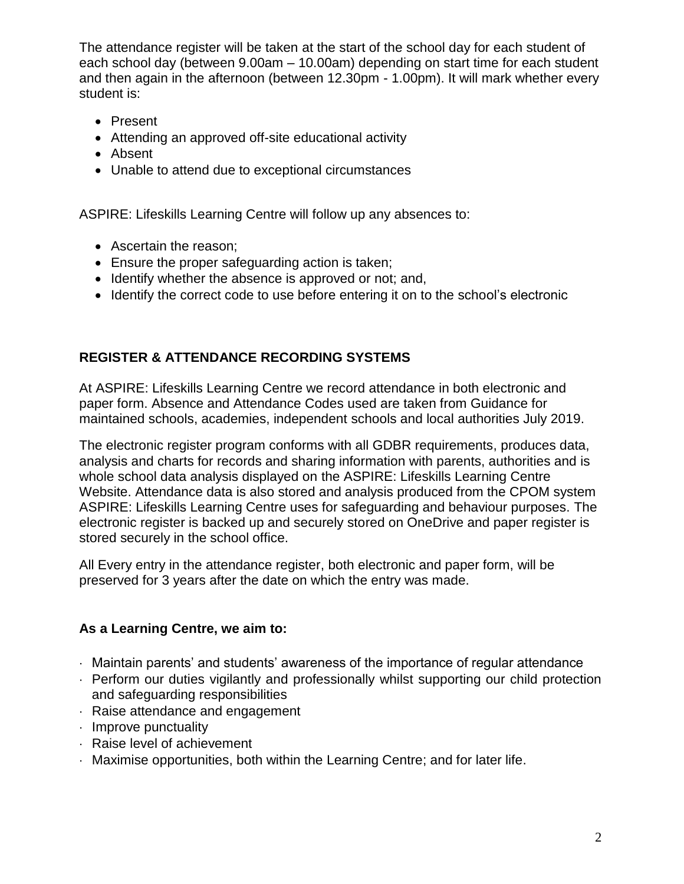The attendance register will be taken at the start of the school day for each student of each school day (between 9.00am – 10.00am) depending on start time for each student and then again in the afternoon (between 12.30pm - 1.00pm). It will mark whether every student is:

- Present
- Attending an approved off-site educational activity
- Absent
- Unable to attend due to exceptional circumstances

ASPIRE: Lifeskills Learning Centre will follow up any absences to:

- Ascertain the reason;
- Ensure the proper safeguarding action is taken;
- Identify whether the absence is approved or not; and,
- Identify the correct code to use before entering it on to the school's electronic

## REGISTER & ATTENDANCE RECORDING SYSTEMS

At ASPIRE: Lifeskills Learning Centre we record attendance in both electronic and paper form. Absence and Attendance Codes used are taken from Guidance for maintained schools, academies, independent schools and local authorities July 2019.

The electronic register program conforms with all GDBR requirements, produces data, analysis and charts for records and sharing information with parents, authorities and is whole school data analysis displayed on the ASPIRE: Lifeskills Learning Centre Website. Attendance data is also stored and analysis produced from the CPOM system ASPIRE: Lifeskills Learning Centre uses for safeguarding and behaviour purposes. The electronic register is backed up and securely stored on OneDrive and paper register is stored securely in the school office.

All Every entry in the attendance register, both electronic and paper form, will be preserved for 3 years after the date on which the entry was made.

**As a Learning Centre, we aim to:**

- Maintain parents' and students' awareness of the importance of regular attendance
- Perform our duties vigilantly and professionally whilst supporting our child protection and safeguarding responsibilities
- Raise attendance and engagement
- Improve punctuality
- Raise level of achievement
- Maximise opportunities, both within the Learning Centre; and for later life.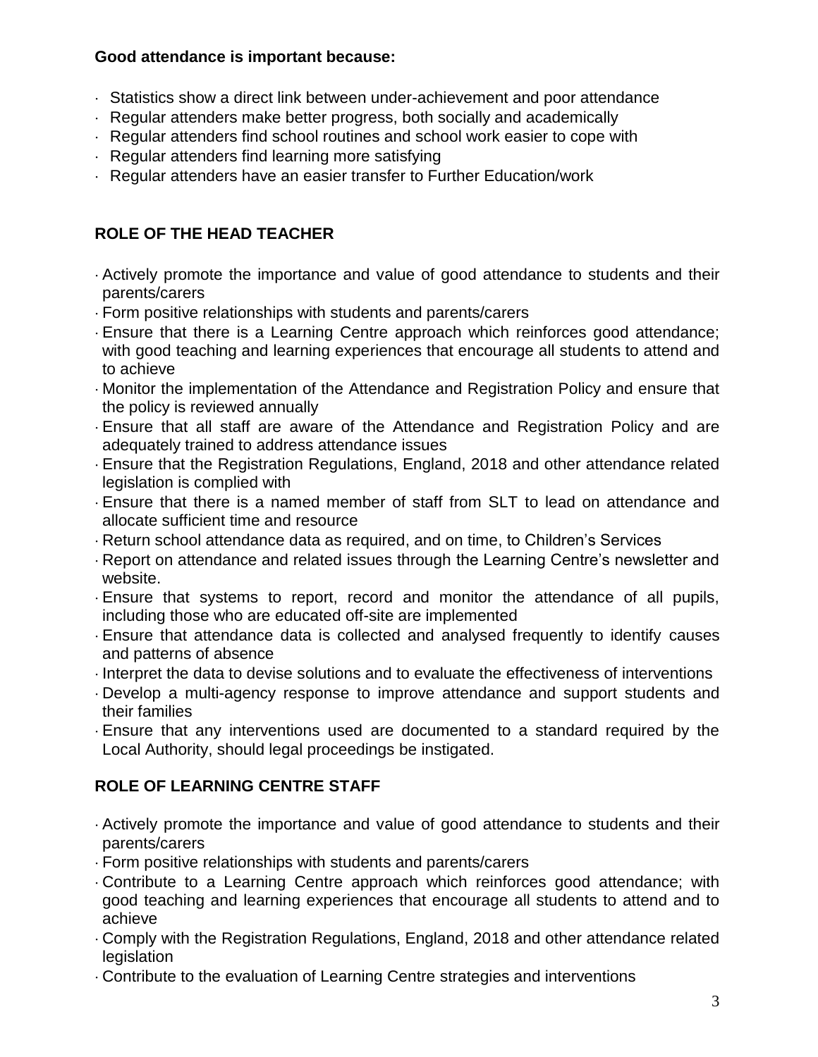**Good attendance is important because:**

- Statistics show a direct link between under-achievement and poor attendance
- Regular attenders make better progress, both socially and academically
- Regular attenders find school routines and school work easier to cope with
- Regular attenders find learning more satisfying
- Regular attenders have an easier transfer to Further Education/work

## ROLE OF THE HEAD TEACHER

- Actively promote the importance and value of good attendance to students and their parents/carers
- Form positive relationships with students and parents/carers
- Ensure that there is a Learning Centre approach which reinforces good attendance; with good teaching and learning experiences that encourage all students to attend and to achieve
- Monitor the implementation of the Attendance and Registration Policy and ensure that the policy is reviewed annually
- Ensure that all staff are aware of the Attendance and Registration Policy and are adequately trained to address attendance issues
- Ensure that the Registration Regulations, England, 2018 and other attendance related legislation is complied with
- Ensure that there is a named member of staff from SLT to lead on attendance and allocate sufficient time and resource
- Return school attendance data as required, and on time, to Children's Services
- Report on attendance and related issues through the Learning Centre's newsletter and website.
- Ensure that systems to report, record and monitor the attendance of all pupils, including those who are educated off-site are implemented
- Ensure that attendance data is collected and analysed frequently to identify causes and patterns of absence
- Interpret the data to devise solutions and to evaluate the effectiveness of interventions
- Develop a multi-agency response to improve attendance and support students and their families
- Ensure that any interventions used are documented to a standard required by the Local Authority, should legal proceedings be instigated.

## ROLE OF LEARNING CENTRE STAFF

- Actively promote the importance and value of good attendance to students and their parents/carers
- Form positive relationships with students and parents/carers
- Contribute to a Learning Centre approach which reinforces good attendance; with good teaching and learning experiences that encourage all students to attend and to achieve
- Comply with the Registration Regulations, England, 2018 and other attendance related legislation
- Contribute to the evaluation of Learning Centre strategies and interventions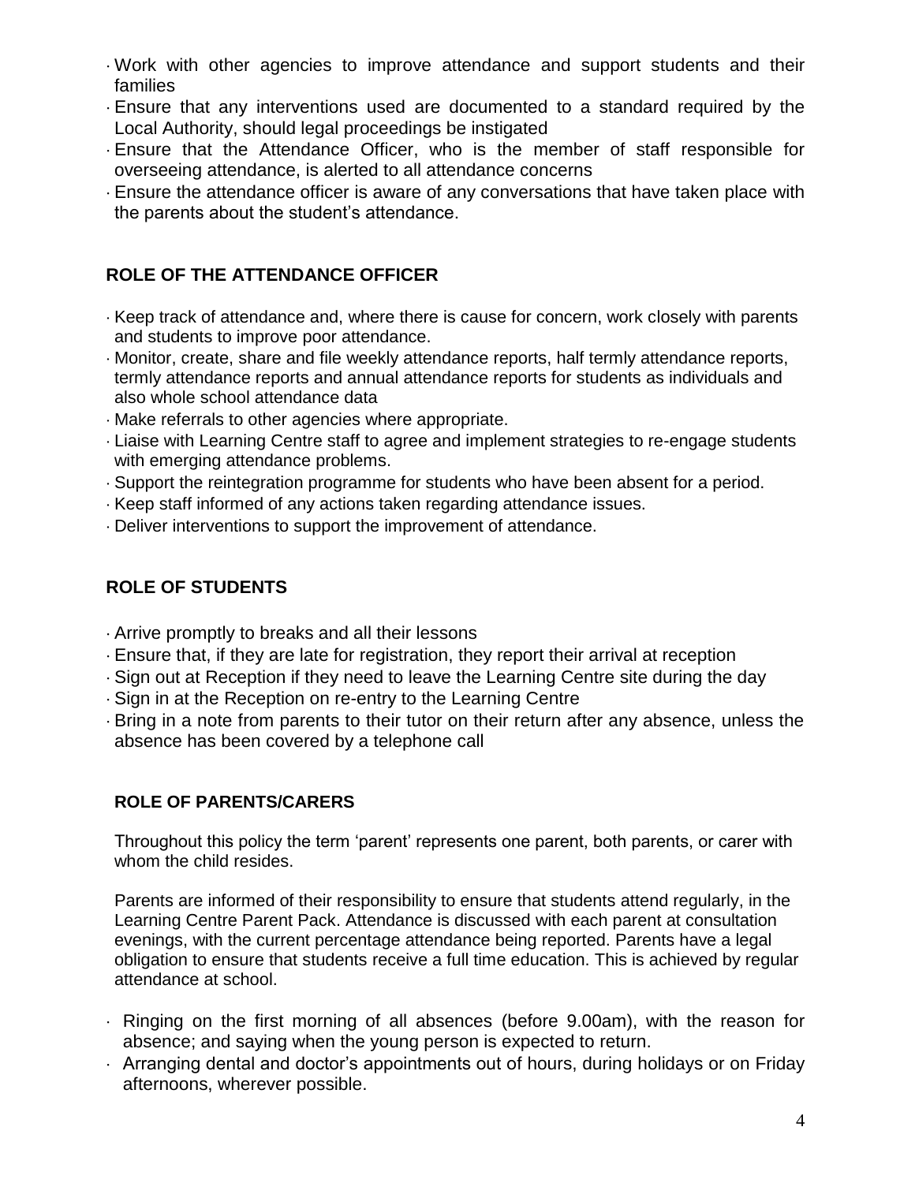- Work with other agencies to improve attendance and support students and their families
- Ensure that any interventions used are documented to a standard required by the Local Authority, should legal proceedings be instigated
- Ensure that the Attendance Officer, who is the member of staff responsible for overseeing attendance, is alerted to all attendance concerns
- Ensure the attendance officer is aware of any conversations that have taken place with the parents about the student's attendance.

## ROLE OF THE ATTENDANCE OFFICER

- Keep track of attendance and, where there is cause for concern, work closely with parents and students to improve poor attendance.
- Monitor, create, share and file weekly attendance reports, half termly attendance reports, termly attendance reports and annual attendance reports for students as individuals and also whole school attendance data
- Make referrals to other agencies where appropriate.
- Liaise with Learning Centre staff to agree and implement strategies to re-engage students with emerging attendance problems.
- Support the reintegration programme for students who have been absent for a period.
- Keep staff informed of any actions taken regarding attendance issues.
- Deliver interventions to support the improvement of attendance.

## ROLE OF STUDENTS

- Arrive promptly to breaks and all their lessons
- Ensure that, if they are late for registration, they report their arrival at reception
- Sign out at Reception if they need to leave the Learning Centre site during the day
- Sign in at the Reception on re-entry to the Learning Centre
- Bring in a note from parents to their tutor on their return after any absence, unless the absence has been covered by a telephone call

## ROLE OF PARENTS/CARERS

Throughout this policy the term 'parent' represents one parent, both parents, or carer with whom the child resides.

Parents are informed of their responsibility to ensure that students attend regularly, in the Learning Centre Parent Pack. Attendance is discussed with each parent at consultation evenings, with the current percentage attendance being reported. Parents have a legal obligation to ensure that students receive a full time education. This is achieved by regular attendance at school.

- Ringing on the first morning of all absences (before 9.00am), with the reason for absence; and saying when the young person is expected to return.
- Arranging dental and doctor's appointments out of hours, during holidays or on Friday afternoons, wherever possible.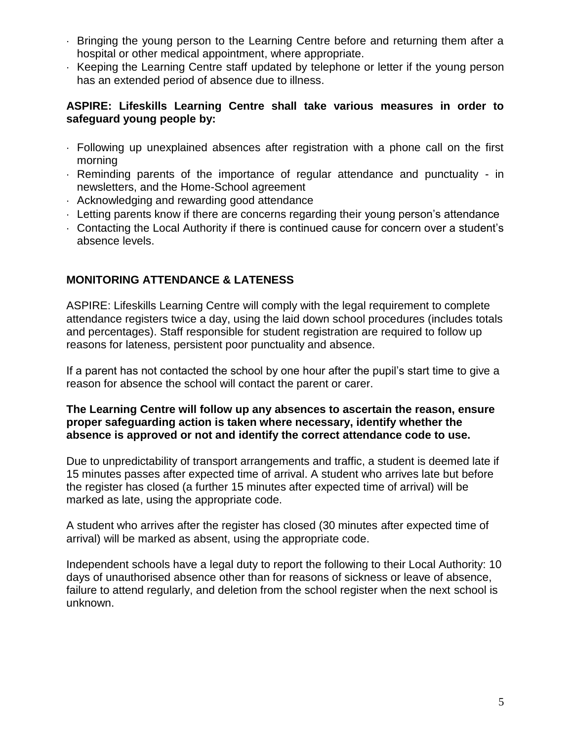- Bringing the young person to the Learning Centre before and returning them after a hospital or other medical appointment, where appropriate.
- Keeping the Learning Centre staff updated by telephone or letter if the young person has an extended period of absence due to illness.

**ASPIRE: Lifeskills Learning Centre shall take various measures in order to safeguard young people by:**

- Following up unexplained absences after registration with a phone call on the first morning
- Reminding parents of the importance of regular attendance and punctuality - in newsletters, and the Home-School agreement
- Acknowledging and rewarding good attendance
- Letting parents know if there are concerns regarding their young person's attendance
- Contacting the Local Authority if there is continued cause for concern over a student's absence levels.

## MONITORING ATTENDANCE & LATENESS

ASPIRE: Lifeskills Learning Centre will comply with the legal requirement to complete attendance registers twice a day, using the laid down school procedures (includes totals and percentages). Staff responsible for student registration are required to follow up reasons for lateness, persistent poor punctuality and absence.

If a parent has not contacted the school by one hour after the pupil's start time to give a reason for absence the school will contact the parent or carer.

**The Learning Centre will follow up any absences to ascertain the reason, ensure proper safeguarding action is taken where necessary, identify whether the absence is approved or not and identify the correct attendance code to use.**

Due to unpredictability of transport arrangements and traffic, a student is deemed late if 15 minutes passes after expected time of arrival. A student who arrives late but before the register has closed (a further 15 minutes after expected time of arrival) will be marked as late, using the appropriate code.

A student who arrives after the register has closed (30 minutes after expected time of arrival) will be marked as absent, using the appropriate code.

Independent schools have a legal duty to report the following to their Local Authority: 10 days of unauthorised absence other than for reasons of sickness or leave of absence, failure to attend regularly, and deletion from the school register when the next school is unknown.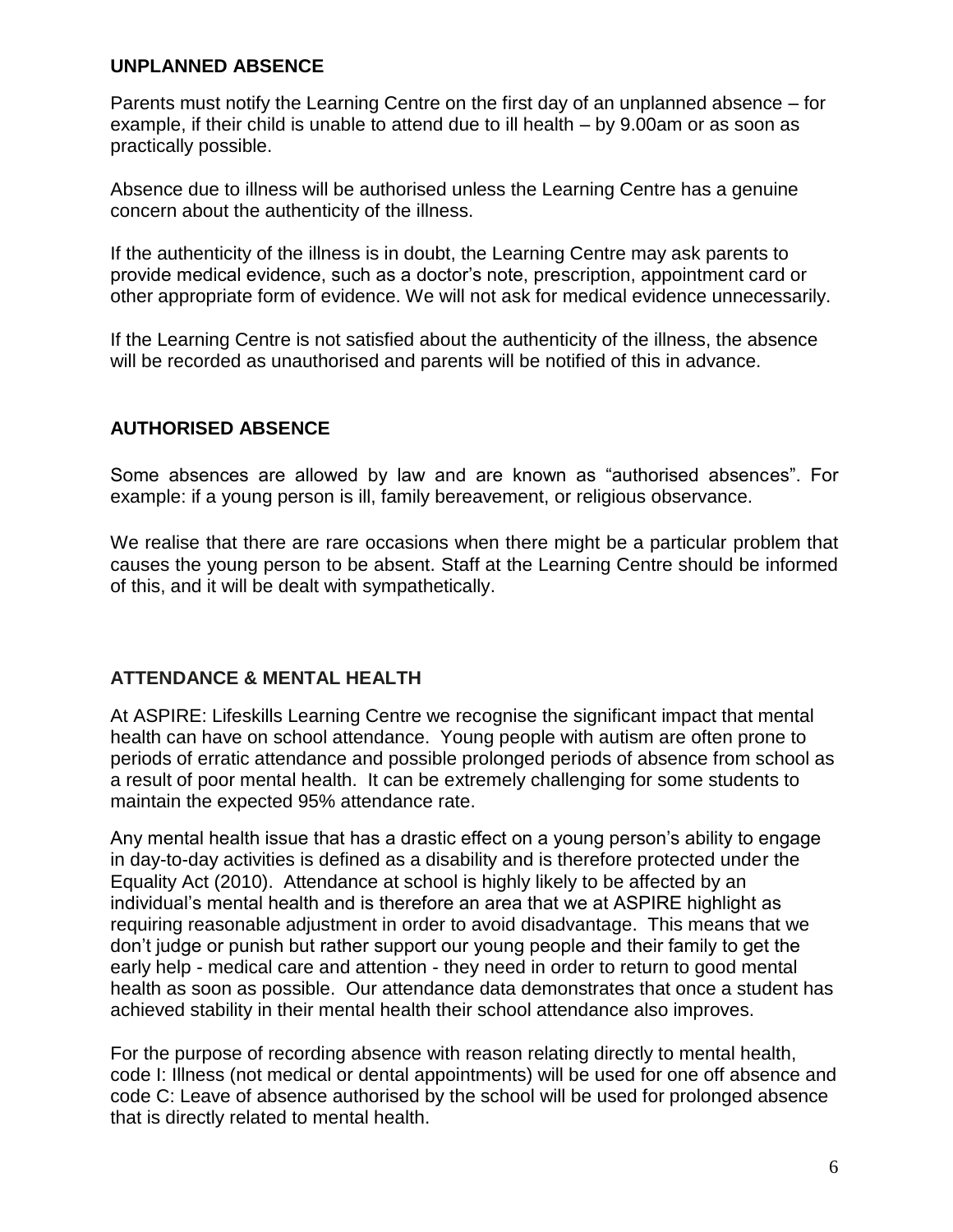## UNPLANNED ABSENCE

Parents must notify the Learning Centre on the first day of an unplanned absence – for example, if their child is unable to attend due to ill health – by 9.00am or as soon as practically possible.

Absence due to illness will be authorised unless the Learning Centre has a genuine concern about the authenticity of the illness.

If the authenticity of the illness is in doubt, the Learning Centre may ask parents to provide medical evidence, such as a doctor's note, prescription, appointment card or other appropriate form of evidence. We will not ask for medical evidence unnecessarily.

If the Learning Centre is not satisfied about the authenticity of the illness, the absence will be recorded as unauthorised and parents will be notified of this in advance.

## AUTHORISED ABSENCE

Some absences are allowed by law and are known as "authorised absences". For example: if a young person is ill, family bereavement, or religious observance.

We realise that there are rare occasions when there might be a particular problem that causes the young person to be absent. Staff at the Learning Centre should be informed of this, and it will be dealt with sympathetically.

## ATTENDANCE & MENTAL HEALTH

At ASPIRE: Lifeskills Learning Centre we recognise the significant impact that mental health can have on school attendance. Young people with autism are often prone to periods of erratic attendance and possible prolonged periods of absence from school as a result of poor mental health. It can be extremely challenging for some students to maintain the expected 95% attendance rate.

Any mental health issue that has a drastic effect on a young person's ability to engage in day-to-day activities is defined as a disability and is therefore protected under the Equality Act (2010). Attendance at school is highly likely to be affected by an individual's mental health and is therefore an area that we at ASPIRE highlight as requiring reasonable adjustment in order to avoid disadvantage. This means that we don't judge or punish but rather support our young people and their family to get the early help - medical care and attention - they need in order to return to good mental health as soon as possible. Our attendance data demonstrates that once a student has achieved stability in their mental health their school attendance also improves.

For the purpose of recording absence with reason relating directly to mental health, code I: Illness (not medical or dental appointments) will be used for one off absence and code C: Leave of absence authorised by the school will be used for prolonged absence that is directly related to mental health.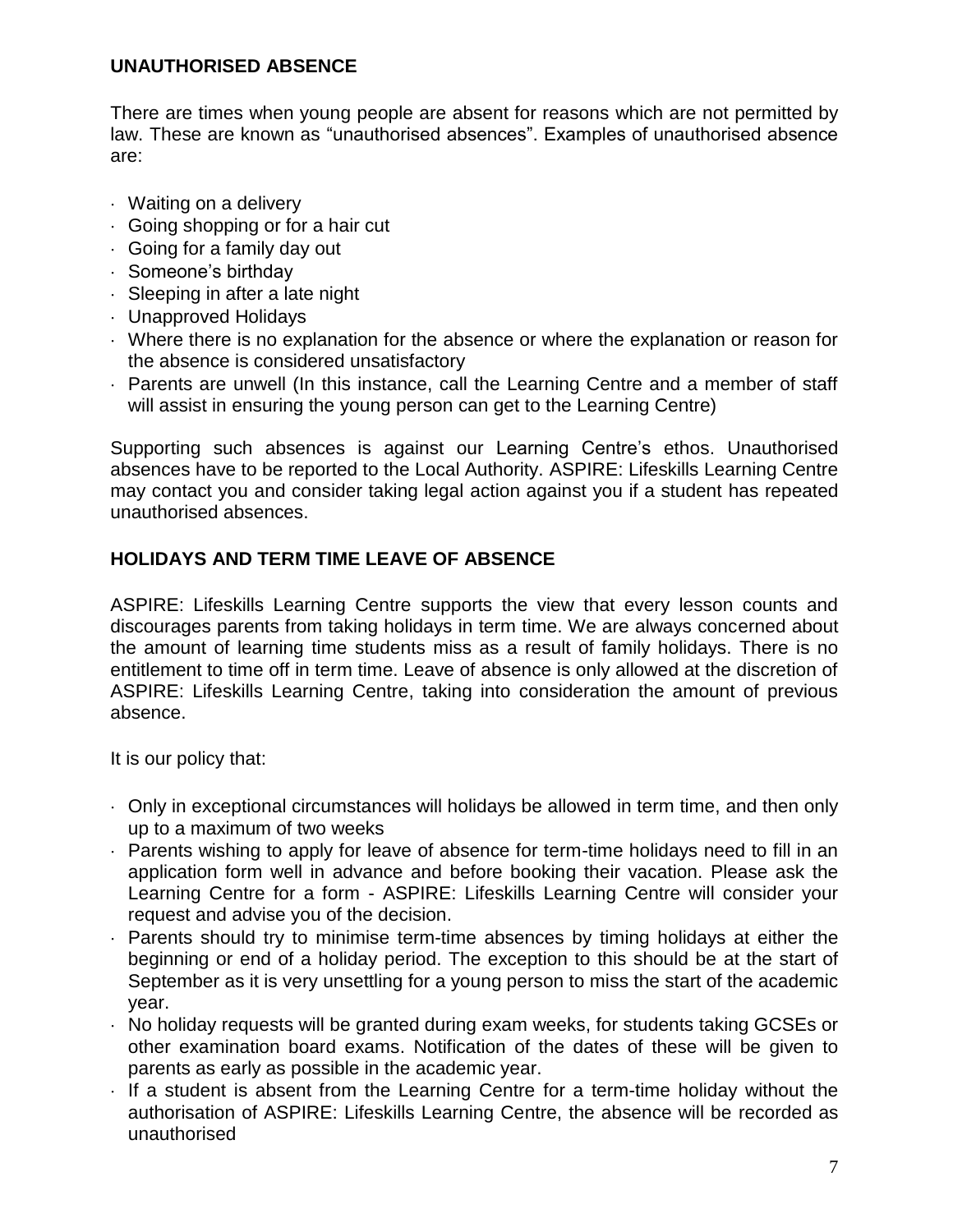## UNAUTHORISED ABSENCE

There are times when young people are absent for reasons which are not permitted by law. These are known as "unauthorised absences". Examples of unauthorised absence are:

- Waiting on a delivery
- Going shopping or for a hair cut
- Going for a family day out
- Someone's birthday
- Sleeping in after a late night
- Unapproved Holidays
- Where there is no explanation for the absence or where the explanation or reason for the absence is considered unsatisfactory
- Parents are unwell (In this instance, call the Learning Centre and a member of staff will assist in ensuring the young person can get to the Learning Centre)

Supporting such absences is against our Learning Centre's ethos. Unauthorised absences have to be reported to the Local Authority. ASPIRE: Lifeskills Learning Centre may contact you and consider taking legal action against you if a student has repeated unauthorised absences.

## HOLIDAYS AND TERM TIME LEAVE OF ABSENCE

ASPIRE: Lifeskills Learning Centre supports the view that every lesson counts and discourages parents from taking holidays in term time. We are always concerned about the amount of learning time students miss as a result of family holidays. There is no entitlement to time off in term time. Leave of absence is only allowed at the discretion of ASPIRE: Lifeskills Learning Centre, taking into consideration the amount of previous absence.

It is our policy that:

- Only in exceptional circumstances will holidays be allowed in term time, and then only up to a maximum of two weeks
- Parents wishing to apply for leave of absence for term-time holidays need to fill in an application form well in advance and before booking their vacation. Please ask the Learning Centre for a form - ASPIRE: Lifeskills Learning Centre will consider your request and advise you of the decision.
- Parents should try to minimise term-time absences by timing holidays at either the beginning or end of a holiday period. The exception to this should be at the start of September as it is very unsettling for a young person to miss the start of the academic year.
- No holiday requests will be granted during exam weeks, for students taking GCSEs or other examination board exams. Notification of the dates of these will be given to parents as early as possible in the academic year.
- If a student is absent from the Learning Centre for a term-time holiday without the authorisation of ASPIRE: Lifeskills Learning Centre, the absence will be recorded as unauthorised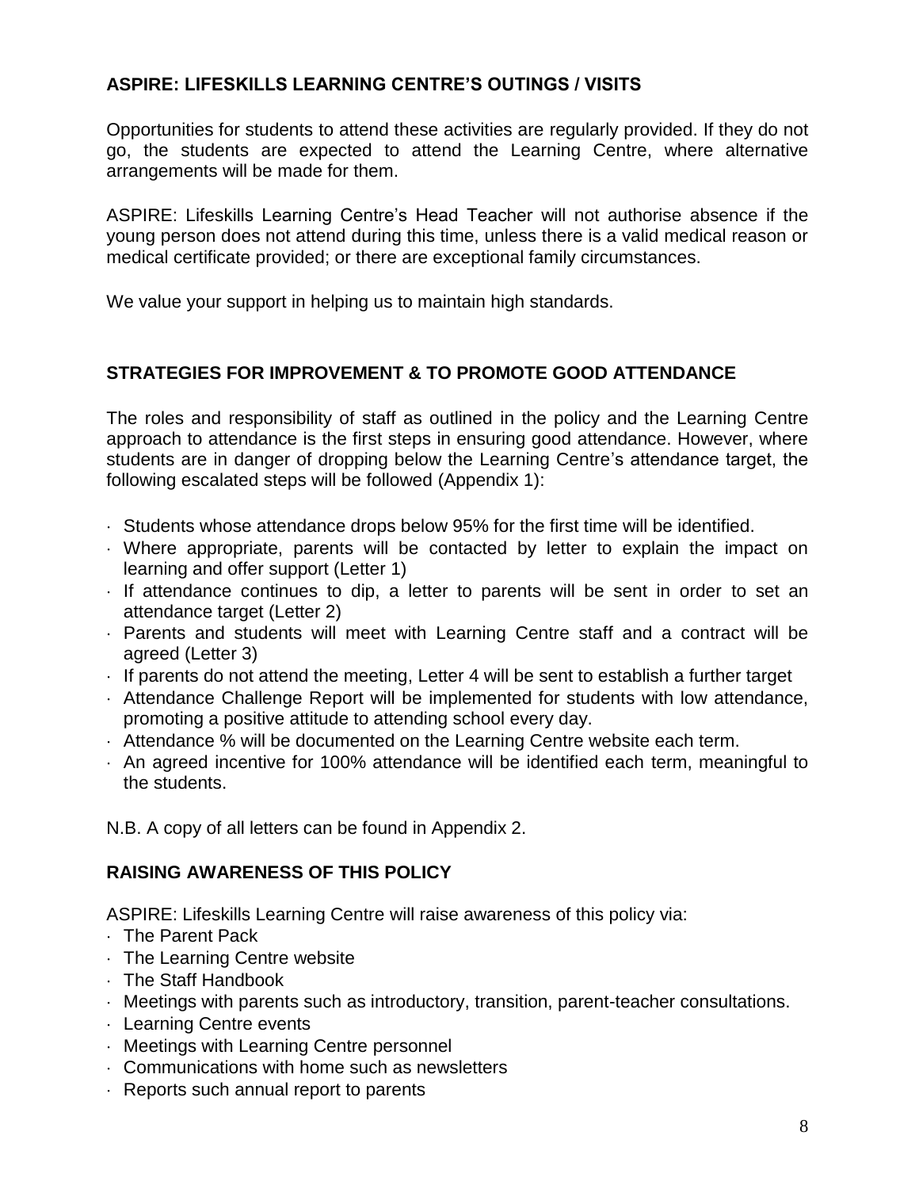## ASPIRE: LIFESKILLS LEARNING CENTRE'S OUTINGS / VISITS

Opportunities for students to attend these activities are regularly provided. If they do not go, the students are expected to attend the Learning Centre, where alternative arrangements will be made for them.

ASPIRE: Lifeskills Learning Centre's Head Teacher will not authorise absence if the young person does not attend during this time, unless there is a valid medical reason or medical certificate provided; or there are exceptional family circumstances.

We value your support in helping us to maintain high standards.

## STRATEGIES FOR IMPROVEMENT & TO PROMOTE GOOD ATTENDANCE

The roles and responsibility of staff as outlined in the policy and the Learning Centre approach to attendance is the first steps in ensuring good attendance. However, where students are in danger of dropping below the Learning Centre's attendance target, the following escalated steps will be followed (Appendix 1):

- Students whose attendance drops below 95% for the first time will be identified.
- Where appropriate, parents will be contacted by letter to explain the impact on learning and offer support (Letter 1)
- If attendance continues to dip, a letter to parents will be sent in order to set an attendance target (Letter 2)
- Parents and students will meet with Learning Centre staff and a contract will be agreed (Letter 3)
- If parents do not attend the meeting, Letter 4 will be sent to establish a further target
- Attendance Challenge Report will be implemented for students with low attendance, promoting a positive attitude to attending school every day.
- Attendance % will be documented on the Learning Centre website each term.
- An agreed incentive for 100% attendance will be identified each term, meaningful to the students.

N.B. A copy of all letters can be found in Appendix 2.

## RAISING AWARENESS OF THIS POLICY

ASPIRE: Lifeskills Learning Centre will raise awareness of this policy via:

- The Parent Pack
- The Learning Centre website
- The Staff Handbook
- Meetings with parents such as introductory, transition, parent-teacher consultations.
- Learning Centre events
- Meetings with Learning Centre personnel
- Communications with home such as newsletters
- Reports such annual report to parents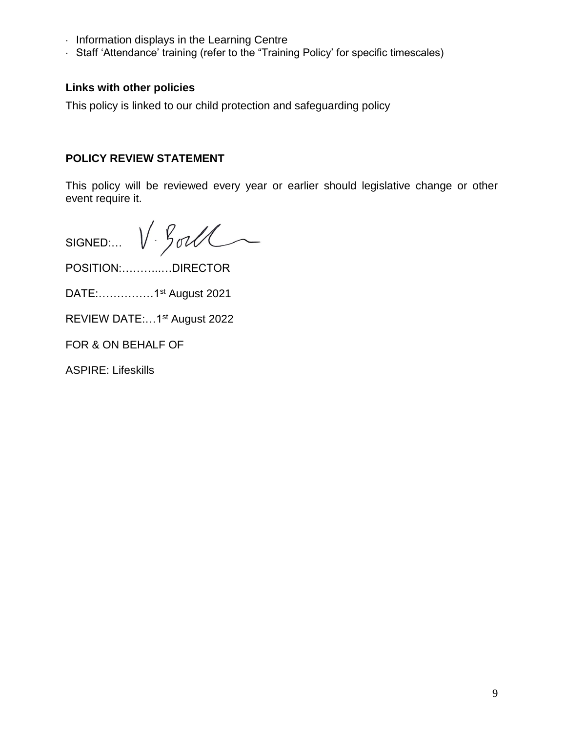- Information displays in the Learning Centre
- Staff 'Attendance' training (refer to the "Training Policy' for specific timescales)

**Links with other policies**

This policy is linked to our child protection and safeguarding policy

**POLICY REVIEW STATEMENT**

This policy will be reviewed every year or earlier should legislative change or other event require it.

SIGNED:… V. Boll

POSITION:……….…DIRECTOR

DATE:……………1st August 2021

REVIEW DATE:…1st August 2022

FOR & ON BEHALF OF

ASPIRE: Lifeskills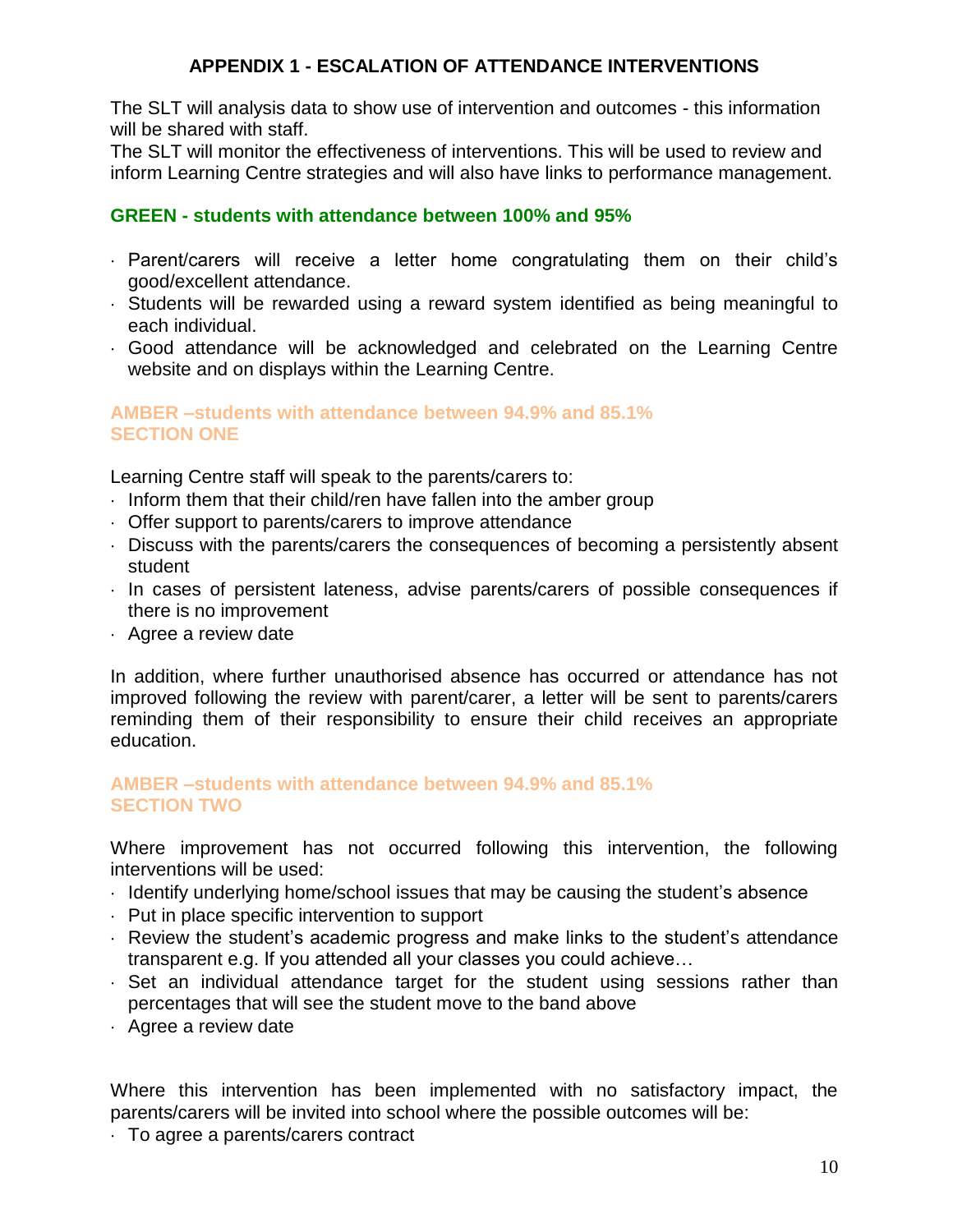## APPENDIX 1 - ESCALATION OF ATTENDANCE INTERVENTIONS

The SLT will analysis data to show use of intervention and outcomes - this information will be shared with staff.
The SLT will monitor the effectiveness of interventions. This will be used to review and inform Learning Centre strategies and will also have links to performance management.

### GREEN - students with attendance between 100% and 95%

- Parent/carers will receive a letter home congratulating them on their child's good/excellent attendance.
- Students will be rewarded using a reward system identified as being meaningful to each individual.
- Good attendance will be acknowledged and celebrated on the Learning Centre website and on displays within the Learning Centre.

### AMBER –students with attendance between 94.9% and 85.1% SECTION ONE

Learning Centre staff will speak to the parents/carers to:

- Inform them that their child/ren have fallen into the amber group
- Offer support to parents/carers to improve attendance
- Discuss with the parents/carers the consequences of becoming a persistently absent student
- In cases of persistent lateness, advise parents/carers of possible consequences if there is no improvement
- Agree a review date

In addition, where further unauthorised absence has occurred or attendance has not improved following the review with parent/carer, a letter will be sent to parents/carers reminding them of their responsibility to ensure their child receives an appropriate education.

### AMBER –students with attendance between 94.9% and 85.1% SECTION TWO

Where improvement has not occurred following this intervention, the following interventions will be used:

- Identify underlying home/school issues that may be causing the student's absence
- Put in place specific intervention to support
- Review the student's academic progress and make links to the student's attendance transparent e.g. If you attended all your classes you could achieve…
- Set an individual attendance target for the student using sessions rather than percentages that will see the student move to the band above
- Agree a review date

Where this intervention has been implemented with no satisfactory impact, the parents/carers will be invited into school where the possible outcomes will be:

- To agree a parents/carers contract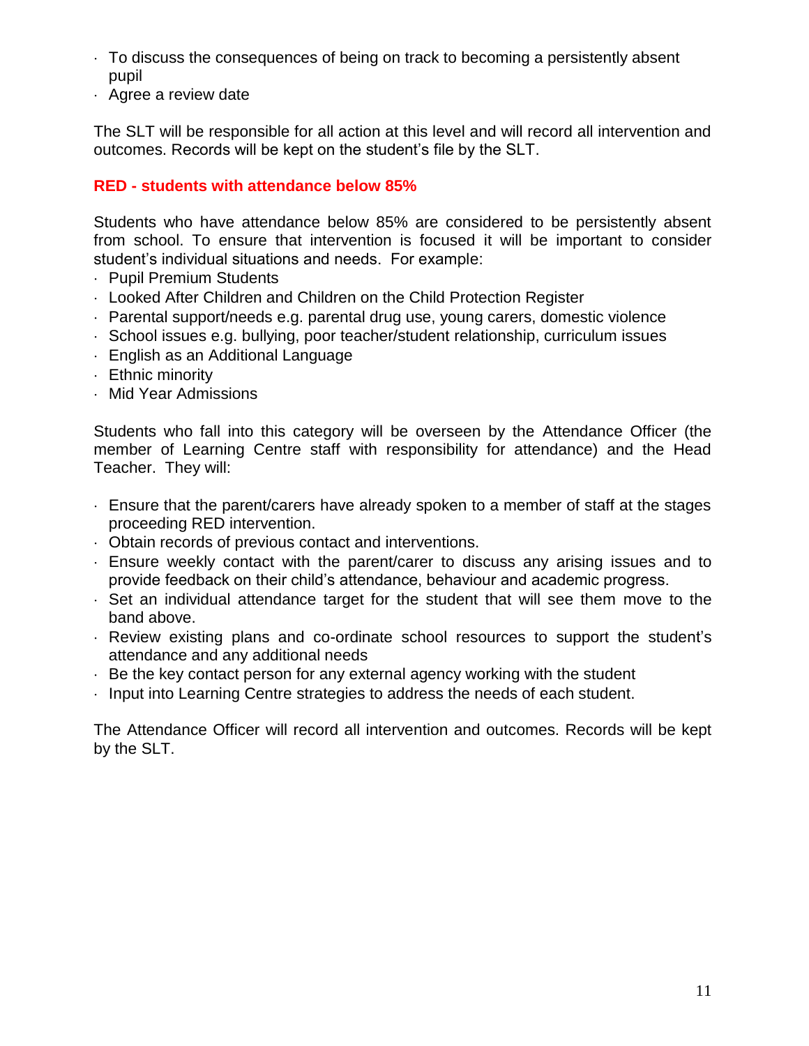- To discuss the consequences of being on track to becoming a persistently absent pupil
- Agree a review date

The SLT will be responsible for all action at this level and will record all intervention and outcomes. Records will be kept on the student's file by the SLT.

**RED - students with attendance below 85%**

Students who have attendance below 85% are considered to be persistently absent from school. To ensure that intervention is focused it will be important to consider student's individual situations and needs. For example:

- Pupil Premium Students
- Looked After Children and Children on the Child Protection Register
- Parental support/needs e.g. parental drug use, young carers, domestic violence
- School issues e.g. bullying, poor teacher/student relationship, curriculum issues
- English as an Additional Language
- Ethnic minority
- Mid Year Admissions

Students who fall into this category will be overseen by the Attendance Officer (the member of Learning Centre staff with responsibility for attendance) and the Head Teacher. They will:

- Ensure that the parent/carers have already spoken to a member of staff at the stages proceeding RED intervention.
- Obtain records of previous contact and interventions.
- Ensure weekly contact with the parent/carer to discuss any arising issues and to provide feedback on their child's attendance, behaviour and academic progress.
- Set an individual attendance target for the student that will see them move to the band above.
- Review existing plans and co-ordinate school resources to support the student's attendance and any additional needs
- Be the key contact person for any external agency working with the student
- Input into Learning Centre strategies to address the needs of each student.

The Attendance Officer will record all intervention and outcomes. Records will be kept by the SLT.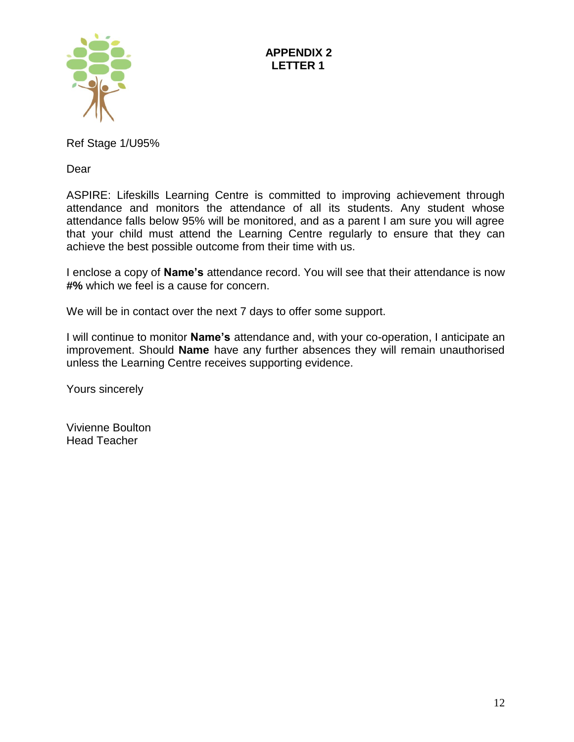**APPENDIX 2**
**LETTER 1**

Ref Stage 1/U95%

Dear

ASPIRE: Lifeskills Learning Centre is committed to improving achievement through attendance and monitors the attendance of all its students. Any student whose attendance falls below 95% will be monitored, and as a parent I am sure you will agree that your child must attend the Learning Centre regularly to ensure that they can achieve the best possible outcome from their time with us.

I enclose a copy of **Name's** attendance record. You will see that their attendance is now **#%** which we feel is a cause for concern.

We will be in contact over the next 7 days to offer some support.

I will continue to monitor **Name's** attendance and, with your co-operation, I anticipate an improvement. Should **Name** have any further absences they will remain unauthorised unless the Learning Centre receives supporting evidence.

Yours sincerely

Vivienne Boulton
Head Teacher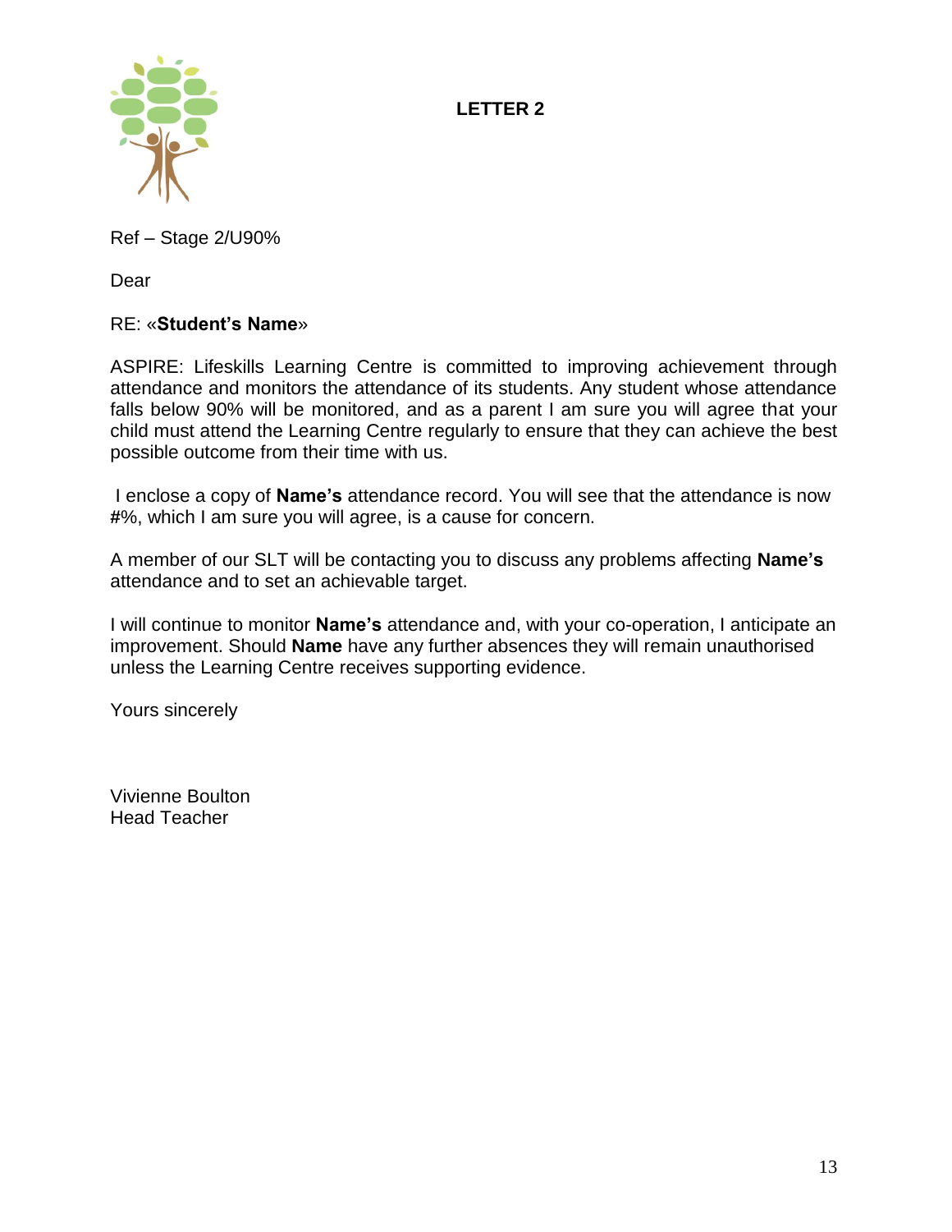**LETTER 2**

Ref – Stage 2/U90%

Dear

RE: «**Student's Name**»

ASPIRE: Lifeskills Learning Centre is committed to improving achievement through attendance and monitors the attendance of its students. Any student whose attendance falls below 90% will be monitored, and as a parent I am sure you will agree that your child must attend the Learning Centre regularly to ensure that they can achieve the best possible outcome from their time with us.

I enclose a copy of **Name's** attendance record. You will see that the attendance is now **#**%, which I am sure you will agree, is a cause for concern.

A member of our SLT will be contacting you to discuss any problems affecting **Name's** attendance and to set an achievable target.

I will continue to monitor **Name's** attendance and, with your co-operation, I anticipate an improvement. Should **Name** have any further absences they will remain unauthorised unless the Learning Centre receives supporting evidence.

Yours sincerely

Vivienne Boulton
Head Teacher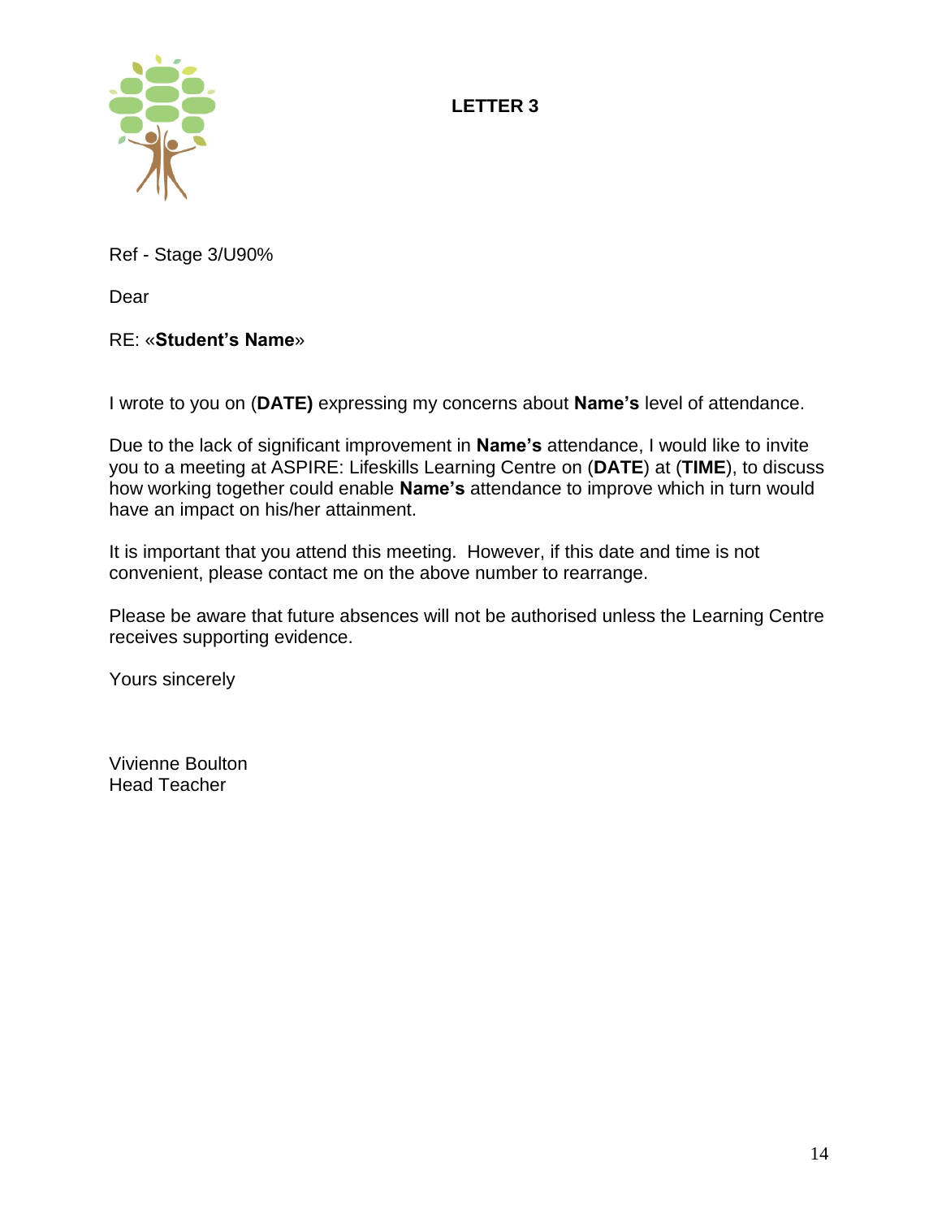**LETTER 3**

Ref - Stage 3/U90%

Dear

RE: «**Student's Name**»

I wrote to you on (**DATE)** expressing my concerns about **Name's** level of attendance.

Due to the lack of significant improvement in **Name's** attendance, I would like to invite you to a meeting at ASPIRE: Lifeskills Learning Centre on (**DATE**) at (**TIME**), to discuss how working together could enable **Name's** attendance to improve which in turn would have an impact on his/her attainment.

It is important that you attend this meeting. However, if this date and time is not convenient, please contact me on the above number to rearrange.

Please be aware that future absences will not be authorised unless the Learning Centre receives supporting evidence.

Yours sincerely

Vivienne Boulton
Head Teacher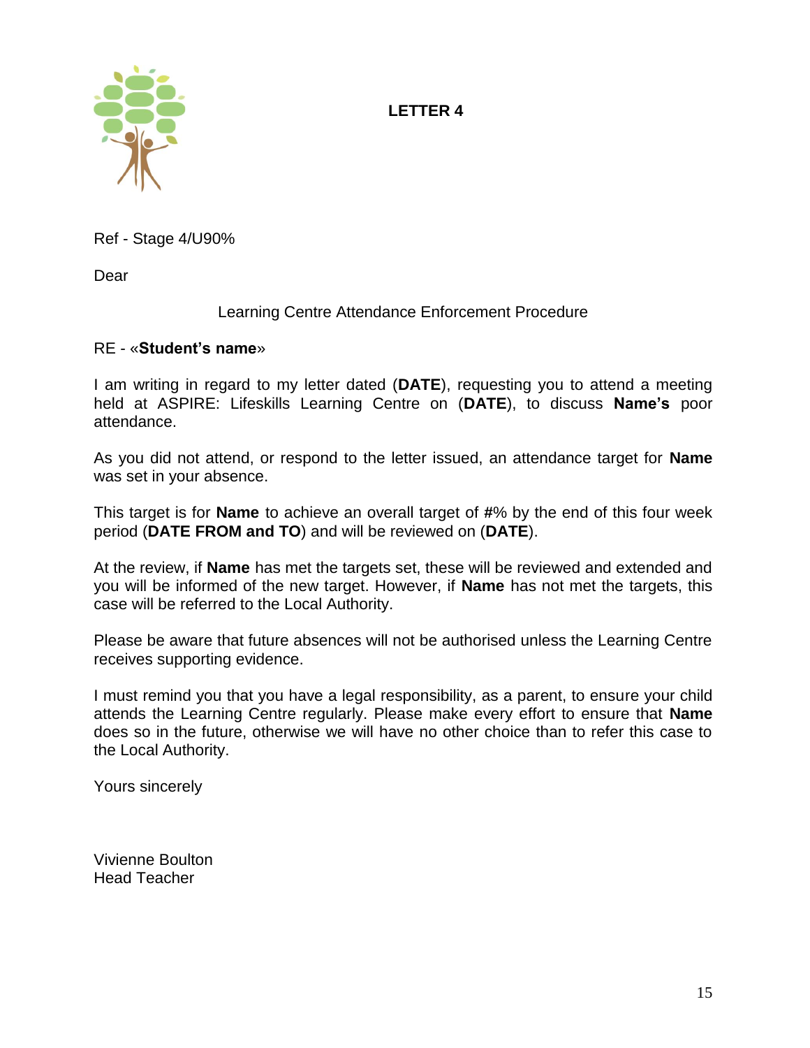# LETTER 4

Ref - Stage 4/U90%

Dear

Learning Centre Attendance Enforcement Procedure

RE - «**Student's name**»

I am writing in regard to my letter dated (**DATE**), requesting you to attend a meeting held at ASPIRE: Lifeskills Learning Centre on (**DATE**), to discuss **Name's** poor attendance.

As you did not attend, or respond to the letter issued, an attendance target for **Name** was set in your absence.

This target is for **Name** to achieve an overall target of **#**% by the end of this four week period (**DATE FROM and TO**) and will be reviewed on (**DATE**).

At the review, if **Name** has met the targets set, these will be reviewed and extended and you will be informed of the new target. However, if **Name** has not met the targets, this case will be referred to the Local Authority.

Please be aware that future absences will not be authorised unless the Learning Centre receives supporting evidence.

I must remind you that you have a legal responsibility, as a parent, to ensure your child attends the Learning Centre regularly. Please make every effort to ensure that **Name** does so in the future, otherwise we will have no other choice than to refer this case to the Local Authority.

Yours sincerely

Vivienne Boulton
Head Teacher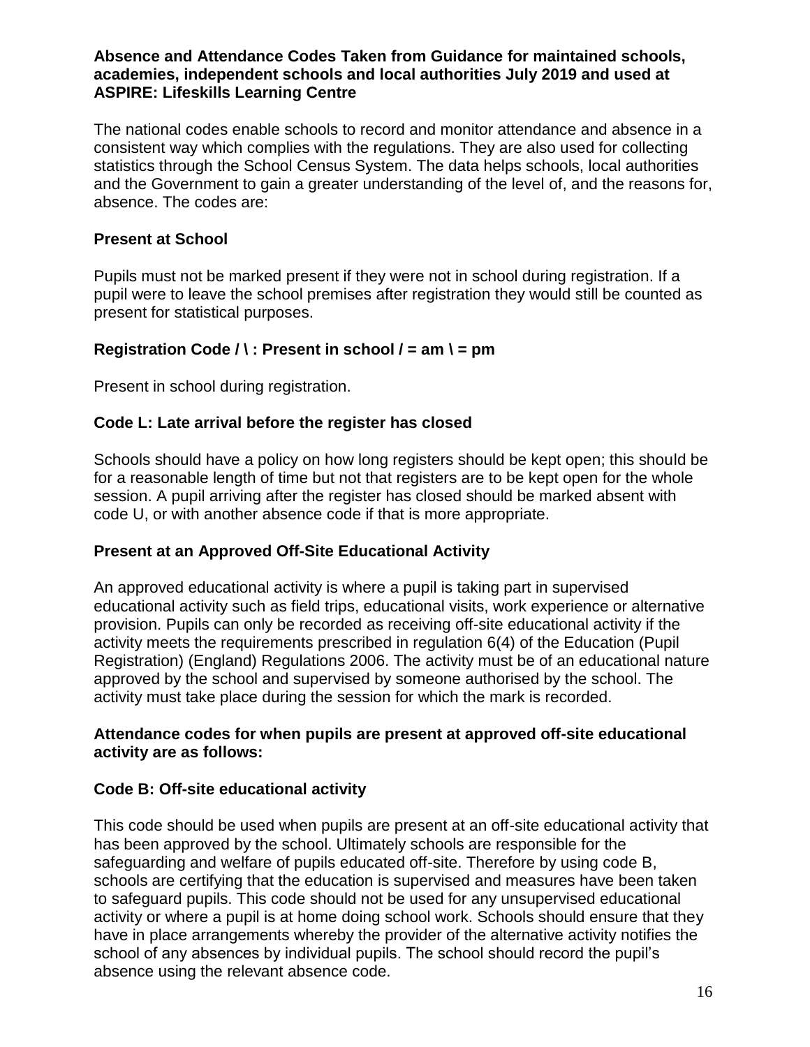**Absence and Attendance Codes Taken from Guidance for maintained schools, academies, independent schools and local authorities July 2019 and used at ASPIRE: Lifeskills Learning Centre**

The national codes enable schools to record and monitor attendance and absence in a consistent way which complies with the regulations. They are also used for collecting statistics through the School Census System. The data helps schools, local authorities and the Government to gain a greater understanding of the level of, and the reasons for, absence. The codes are:

### Present at School

Pupils must not be marked present if they were not in school during registration. If a pupil were to leave the school premises after registration they would still be counted as present for statistical purposes.

### Registration Code / \ : Present in school / = am \ = pm

Present in school during registration.

### Code L: Late arrival before the register has closed

Schools should have a policy on how long registers should be kept open; this should be for a reasonable length of time but not that registers are to be kept open for the whole session. A pupil arriving after the register has closed should be marked absent with code U, or with another absence code if that is more appropriate.

### Present at an Approved Off-Site Educational Activity

An approved educational activity is where a pupil is taking part in supervised educational activity such as field trips, educational visits, work experience or alternative provision. Pupils can only be recorded as receiving off-site educational activity if the activity meets the requirements prescribed in regulation 6(4) of the Education (Pupil Registration) (England) Regulations 2006. The activity must be of an educational nature approved by the school and supervised by someone authorised by the school. The activity must take place during the session for which the mark is recorded.

**Attendance codes for when pupils are present at approved off-site educational activity are as follows:**

### Code B: Off-site educational activity

This code should be used when pupils are present at an off-site educational activity that has been approved by the school. Ultimately schools are responsible for the safeguarding and welfare of pupils educated off-site. Therefore by using code B, schools are certifying that the education is supervised and measures have been taken to safeguard pupils. This code should not be used for any unsupervised educational activity or where a pupil is at home doing school work. Schools should ensure that they have in place arrangements whereby the provider of the alternative activity notifies the school of any absences by individual pupils. The school should record the pupil's absence using the relevant absence code.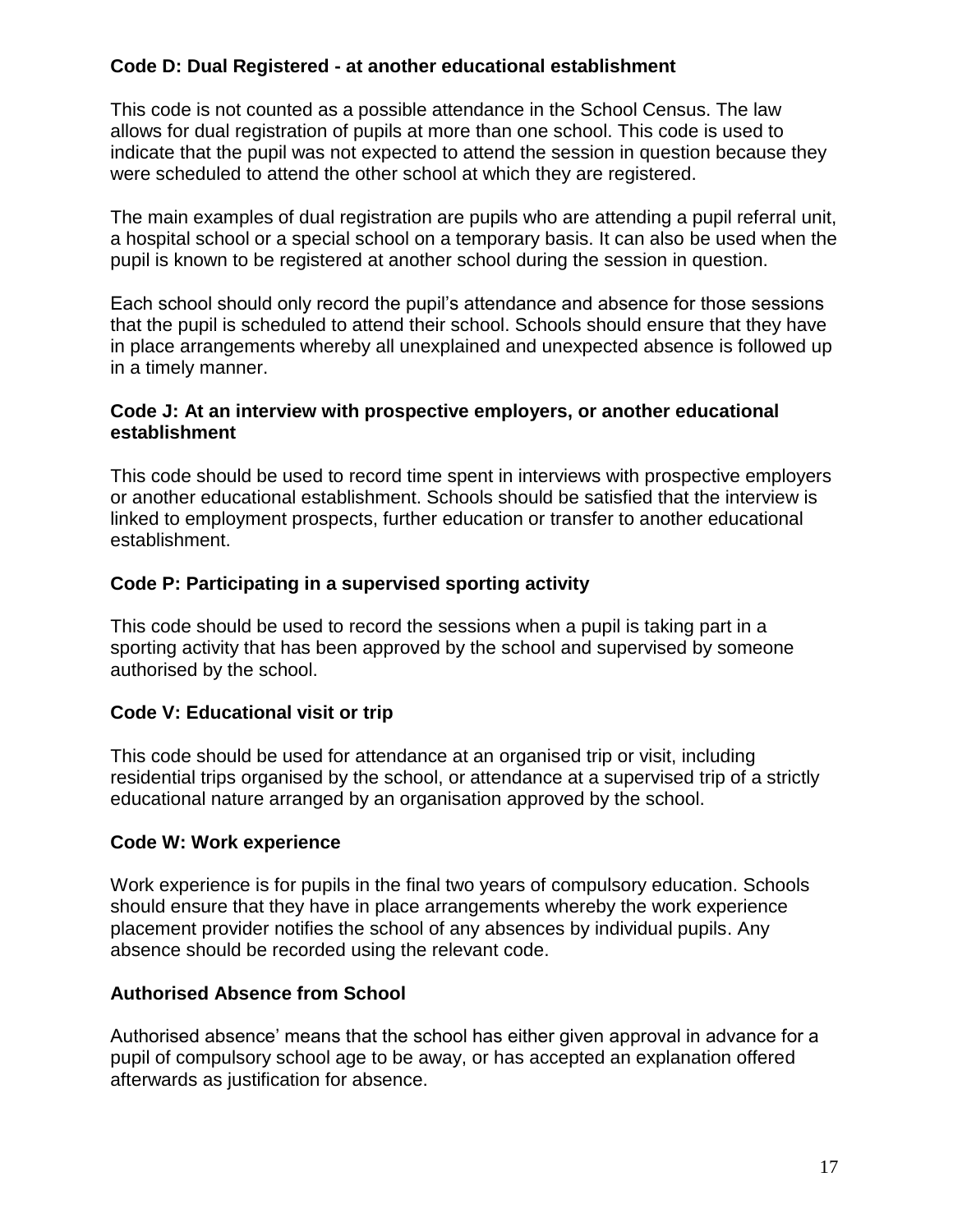**Code D: Dual Registered - at another educational establishment**

This code is not counted as a possible attendance in the School Census. The law allows for dual registration of pupils at more than one school. This code is used to indicate that the pupil was not expected to attend the session in question because they were scheduled to attend the other school at which they are registered.

The main examples of dual registration are pupils who are attending a pupil referral unit, a hospital school or a special school on a temporary basis. It can also be used when the pupil is known to be registered at another school during the session in question.

Each school should only record the pupil's attendance and absence for those sessions that the pupil is scheduled to attend their school. Schools should ensure that they have in place arrangements whereby all unexplained and unexpected absence is followed up in a timely manner.

**Code J: At an interview with prospective employers, or another educational establishment**

This code should be used to record time spent in interviews with prospective employers or another educational establishment. Schools should be satisfied that the interview is linked to employment prospects, further education or transfer to another educational establishment.

**Code P: Participating in a supervised sporting activity**

This code should be used to record the sessions when a pupil is taking part in a sporting activity that has been approved by the school and supervised by someone authorised by the school.

**Code V: Educational visit or trip**

This code should be used for attendance at an organised trip or visit, including residential trips organised by the school, or attendance at a supervised trip of a strictly educational nature arranged by an organisation approved by the school.

**Code W: Work experience**

Work experience is for pupils in the final two years of compulsory education. Schools should ensure that they have in place arrangements whereby the work experience placement provider notifies the school of any absences by individual pupils. Any absence should be recorded using the relevant code.

**Authorised Absence from School**

Authorised absence' means that the school has either given approval in advance for a pupil of compulsory school age to be away, or has accepted an explanation offered afterwards as justification for absence.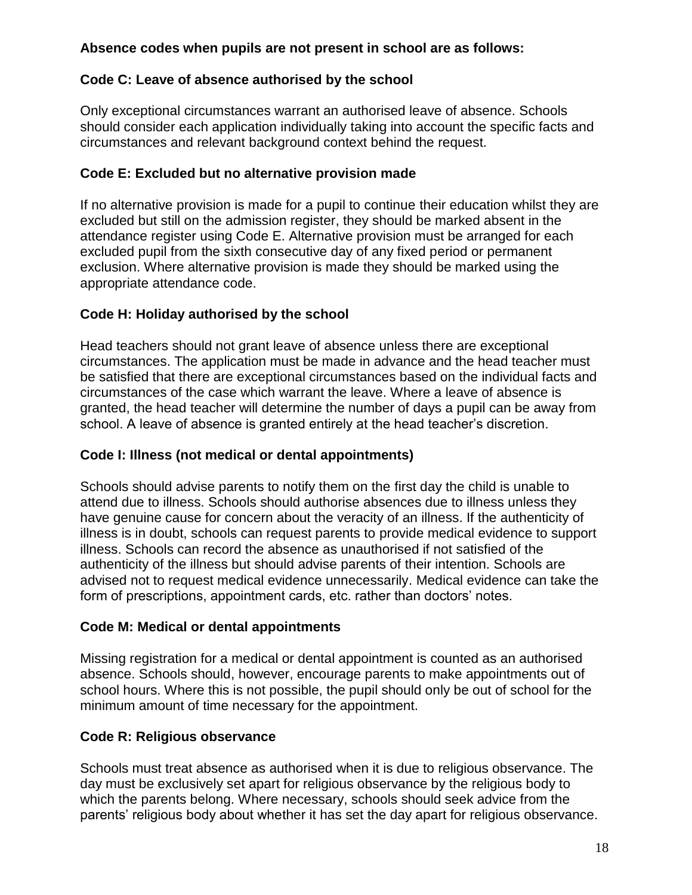**Absence codes when pupils are not present in school are as follows:**

**Code C: Leave of absence authorised by the school**

Only exceptional circumstances warrant an authorised leave of absence. Schools should consider each application individually taking into account the specific facts and circumstances and relevant background context behind the request.

**Code E: Excluded but no alternative provision made**

If no alternative provision is made for a pupil to continue their education whilst they are excluded but still on the admission register, they should be marked absent in the attendance register using Code E. Alternative provision must be arranged for each excluded pupil from the sixth consecutive day of any fixed period or permanent exclusion. Where alternative provision is made they should be marked using the appropriate attendance code.

**Code H: Holiday authorised by the school**

Head teachers should not grant leave of absence unless there are exceptional circumstances. The application must be made in advance and the head teacher must be satisfied that there are exceptional circumstances based on the individual facts and circumstances of the case which warrant the leave. Where a leave of absence is granted, the head teacher will determine the number of days a pupil can be away from school. A leave of absence is granted entirely at the head teacher's discretion.

**Code I: Illness (not medical or dental appointments)**

Schools should advise parents to notify them on the first day the child is unable to attend due to illness. Schools should authorise absences due to illness unless they have genuine cause for concern about the veracity of an illness. If the authenticity of illness is in doubt, schools can request parents to provide medical evidence to support illness. Schools can record the absence as unauthorised if not satisfied of the authenticity of the illness but should advise parents of their intention. Schools are advised not to request medical evidence unnecessarily. Medical evidence can take the form of prescriptions, appointment cards, etc. rather than doctors' notes.

**Code M: Medical or dental appointments**

Missing registration for a medical or dental appointment is counted as an authorised absence. Schools should, however, encourage parents to make appointments out of school hours. Where this is not possible, the pupil should only be out of school for the minimum amount of time necessary for the appointment.

**Code R: Religious observance**

Schools must treat absence as authorised when it is due to religious observance. The day must be exclusively set apart for religious observance by the religious body to which the parents belong. Where necessary, schools should seek advice from the parents' religious body about whether it has set the day apart for religious observance.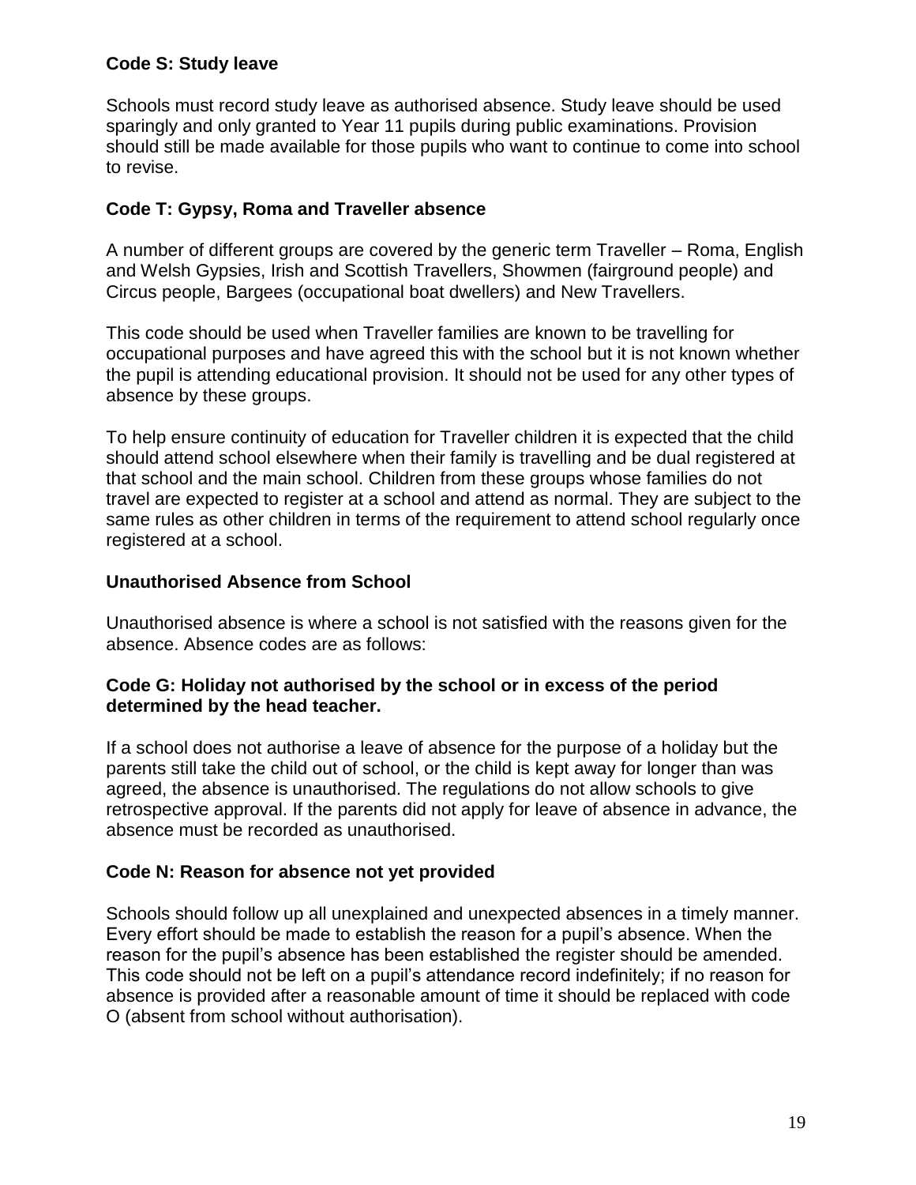**Code S: Study leave**

Schools must record study leave as authorised absence. Study leave should be used sparingly and only granted to Year 11 pupils during public examinations. Provision should still be made available for those pupils who want to continue to come into school to revise.

**Code T: Gypsy, Roma and Traveller absence**

A number of different groups are covered by the generic term Traveller – Roma, English and Welsh Gypsies, Irish and Scottish Travellers, Showmen (fairground people) and Circus people, Bargees (occupational boat dwellers) and New Travellers.

This code should be used when Traveller families are known to be travelling for occupational purposes and have agreed this with the school but it is not known whether the pupil is attending educational provision. It should not be used for any other types of absence by these groups.

To help ensure continuity of education for Traveller children it is expected that the child should attend school elsewhere when their family is travelling and be dual registered at that school and the main school. Children from these groups whose families do not travel are expected to register at a school and attend as normal. They are subject to the same rules as other children in terms of the requirement to attend school regularly once registered at a school.

**Unauthorised Absence from School**

Unauthorised absence is where a school is not satisfied with the reasons given for the absence. Absence codes are as follows:

**Code G: Holiday not authorised by the school or in excess of the period determined by the head teacher.**

If a school does not authorise a leave of absence for the purpose of a holiday but the parents still take the child out of school, or the child is kept away for longer than was agreed, the absence is unauthorised. The regulations do not allow schools to give retrospective approval. If the parents did not apply for leave of absence in advance, the absence must be recorded as unauthorised.

**Code N: Reason for absence not yet provided**

Schools should follow up all unexplained and unexpected absences in a timely manner. Every effort should be made to establish the reason for a pupil's absence. When the reason for the pupil's absence has been established the register should be amended. This code should not be left on a pupil's attendance record indefinitely; if no reason for absence is provided after a reasonable amount of time it should be replaced with code O (absent from school without authorisation).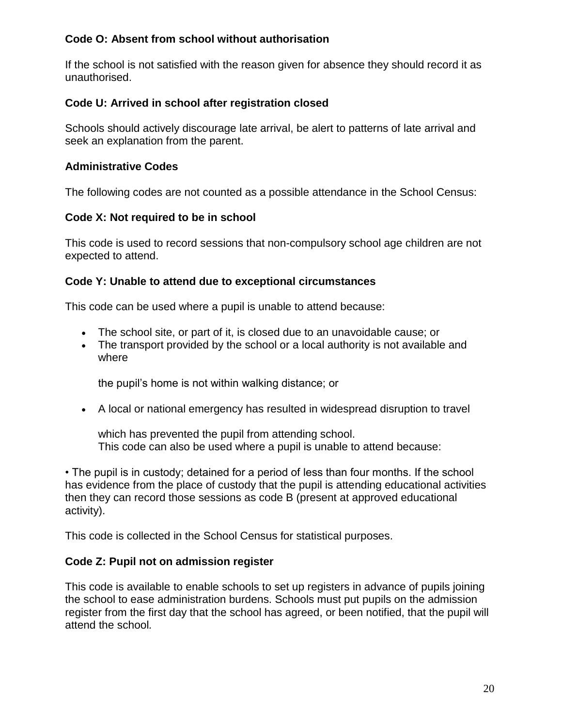**Code O: Absent from school without authorisation**

If the school is not satisfied with the reason given for absence they should record it as unauthorised.

**Code U: Arrived in school after registration closed**

Schools should actively discourage late arrival, be alert to patterns of late arrival and seek an explanation from the parent.

**Administrative Codes**

The following codes are not counted as a possible attendance in the School Census:

**Code X: Not required to be in school**

This code is used to record sessions that non-compulsory school age children are not expected to attend.

**Code Y: Unable to attend due to exceptional circumstances**

This code can be used where a pupil is unable to attend because:

- The school site, or part of it, is closed due to an unavoidable cause; or
- The transport provided by the school or a local authority is not available and where

  the pupil's home is not within walking distance; or

- A local or national emergency has resulted in widespread disruption to travel

  which has prevented the pupil from attending school.
  This code can also be used where a pupil is unable to attend because:

• The pupil is in custody; detained for a period of less than four months. If the school has evidence from the place of custody that the pupil is attending educational activities then they can record those sessions as code B (present at approved educational activity).

This code is collected in the School Census for statistical purposes.

**Code Z: Pupil not on admission register**

This code is available to enable schools to set up registers in advance of pupils joining the school to ease administration burdens. Schools must put pupils on the admission register from the first day that the school has agreed, or been notified, that the pupil will attend the school.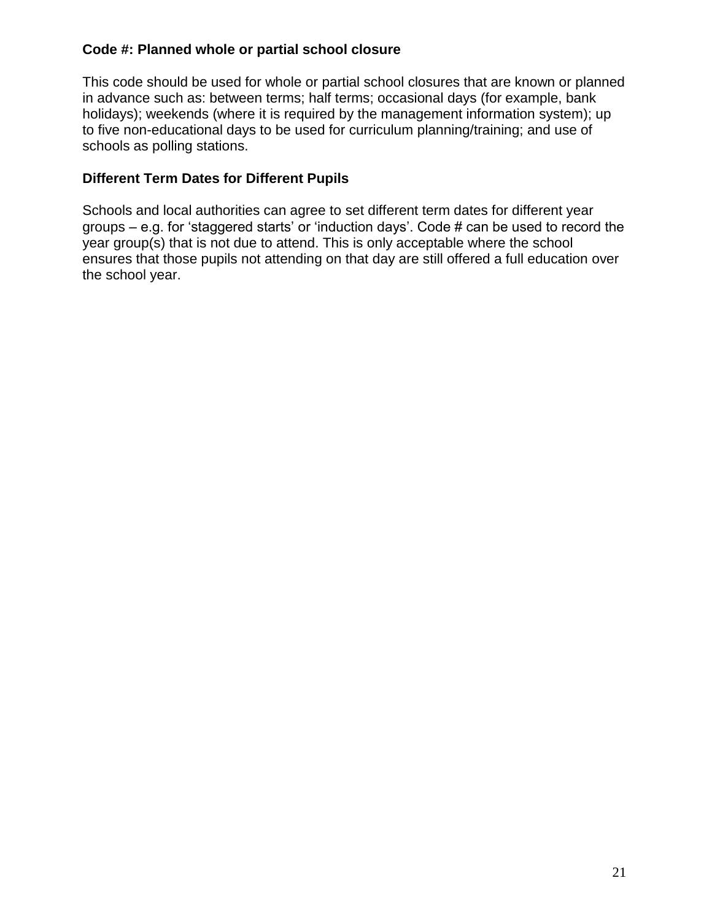**Code #: Planned whole or partial school closure**

This code should be used for whole or partial school closures that are known or planned in advance such as: between terms; half terms; occasional days (for example, bank holidays); weekends (where it is required by the management information system); up to five non-educational days to be used for curriculum planning/training; and use of schools as polling stations.

**Different Term Dates for Different Pupils**

Schools and local authorities can agree to set different term dates for different year groups – e.g. for 'staggered starts' or 'induction days'. Code # can be used to record the year group(s) that is not due to attend. This is only acceptable where the school ensures that those pupils not attending on that day are still offered a full education over the school year.